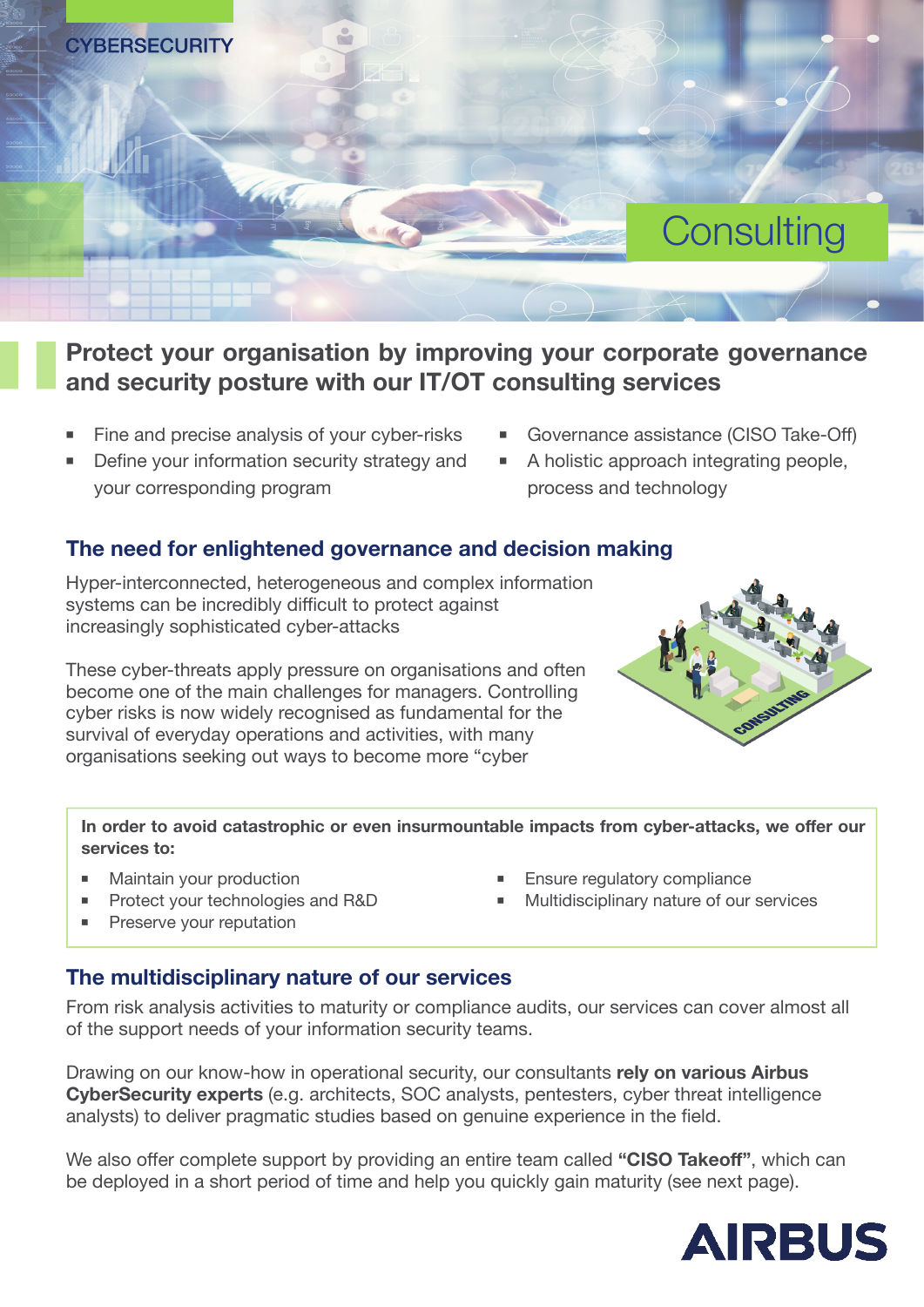CYBERSECURITY

# Consulting

## Protect your organisation by improving your corporate governance and security posture with our IT/OT consulting services

- Fine and precise analysis of your cyber-risks
- Define your information security strategy and your corresponding program
- Governance assistance (CISO Take-Off)
- A holistic approach integrating people, process and technology

### The need for enlightened governance and decision making

Hyper-interconnected, heterogeneous and complex information systems can be incredibly difficult to protect against increasingly sophisticated cyber-attacks

These cyber-threats apply pressure on organisations and often become one of the main challenges for managers. Controlling cyber risks is now widely recognised as fundamental for the survival of everyday operations and activities, with many organisations seeking out ways to become more "cyber

**In order to avoid catastrophic or even insurmountable impacts from cyber-attacks, we offer our services to:**

- Maintain your production
- Protect your technologies and R&D
- Preserve your reputation
- Ensure regulatory compliance
- Multidisciplinary nature of our services

### The multidisciplinary nature of our services

From risk analysis activities to maturity or compliance audits, our services can cover almost all of the support needs of your information security teams.

Drawing on our know-how in operational security, our consultants **rely on various Airbus CyberSecurity experts** (e.g. architects, SOC analysts, pentesters, cyber threat intelligence analysts) to deliver pragmatic studies based on genuine experience in the field.

We also offer complete support by providing an entire team called **"CISO Takeoff"**, which can be deployed in a short period of time and help you quickly gain maturity (see next page).

AIRBUS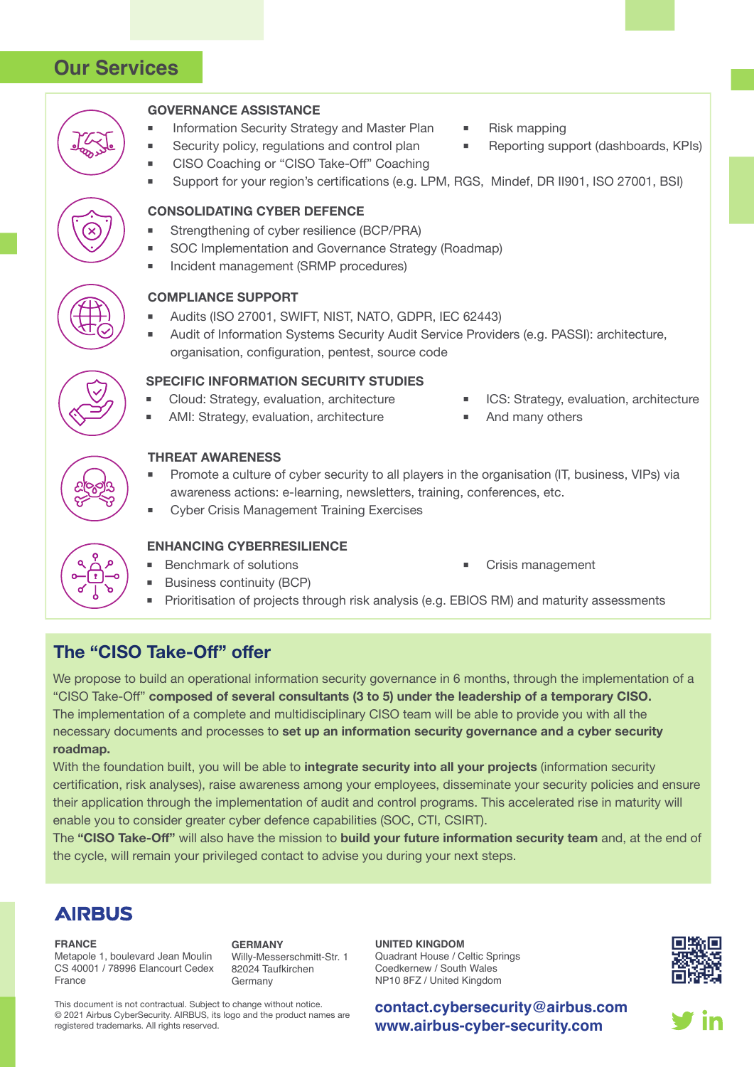## Our Services

### GOVERNANCE ASSISTANCE

- Information Security Strategy and Master Plan
- Security policy, regulations and control plan
- CISO Coaching or "CISO Take-Off" Coaching
- Support for your region's certifications (e.g. LPM, RGS, Mindef, DR II901, ISO 27001, BSI)
- Risk mapping
- Reporting support (dashboards, KPIs)

### CONSOLIDATING CYBER DEFENCE

- Strengthening of cyber resilience (BCP/PRA)
- SOC Implementation and Governance Strategy (Roadmap)
- Incident management (SRMP procedures)

### COMPLIANCE SUPPORT

- Audits (ISO 27001, SWIFT, NIST, NATO, GDPR, IEC 62443)
- Audit of Information Systems Security Audit Service Providers (e.g. PASSI): architecture, organisation, configuration, pentest, source code

### SPECIFIC INFORMATION SECURITY STUDIES

- Cloud: Strategy, evaluation, architecture
- AMI: Strategy, evaluation, architecture
- ICS: Strategy, evaluation, architecture
- And many others

### THREAT AWARENESS

- Promote a culture of cyber security to all players in the organisation (IT, business, VIPs) via awareness actions: e-learning, newsletters, training, conferences, etc.
- Cyber Crisis Management Training Exercises

### ENHANCING CYBERRESILIENCE

- Benchmark of solutions
- Business continuity (BCP)
- Prioritisation of projects through risk analysis (e.g. EBIOS RM) and maturity assessments
- Crisis management

## The "CISO Take-Off" offer

We propose to build an operational information security governance in 6 months, through the implementation of a "CISO Take-Off" **composed of several consultants (3 to 5) under the leadership of a temporary CISO.**
The implementation of a complete and multidisciplinary CISO team will be able to provide you with all the necessary documents and processes to **set up an information security governance and a cyber security roadmap.**
With the foundation built, you will be able to **integrate security into all your projects** (information security certification, risk analyses), raise awareness among your employees, disseminate your security policies and ensure their application through the implementation of audit and control programs. This accelerated rise in maturity will enable you to consider greater cyber defence capabilities (SOC, CTI, CSIRT).
The **"CISO Take-Off"** will also have the mission to **build your future information security team** and, at the end of the cycle, will remain your privileged contact to advise you during your next steps.

**AIRBUS**

**FRANCE**
Metapole 1, boulevard Jean Moulin
CS 40001 / 78996 Elancourt Cedex
France

**GERMANY**
Willy-Messerschmitt-Str. 1
82024 Taufkirchen
Germany

**UNITED KINGDOM**
Quadrant House / Celtic Springs
Coedkernew / South Wales
NP10 8FZ / United Kingdom

This document is not contractual. Subject to change without notice.
© 2021 Airbus CyberSecurity. AIRBUS, its logo and the product names are registered trademarks. All rights reserved.

**contact.cybersecurity@airbus.com**
**www.airbus-cyber-security.com**